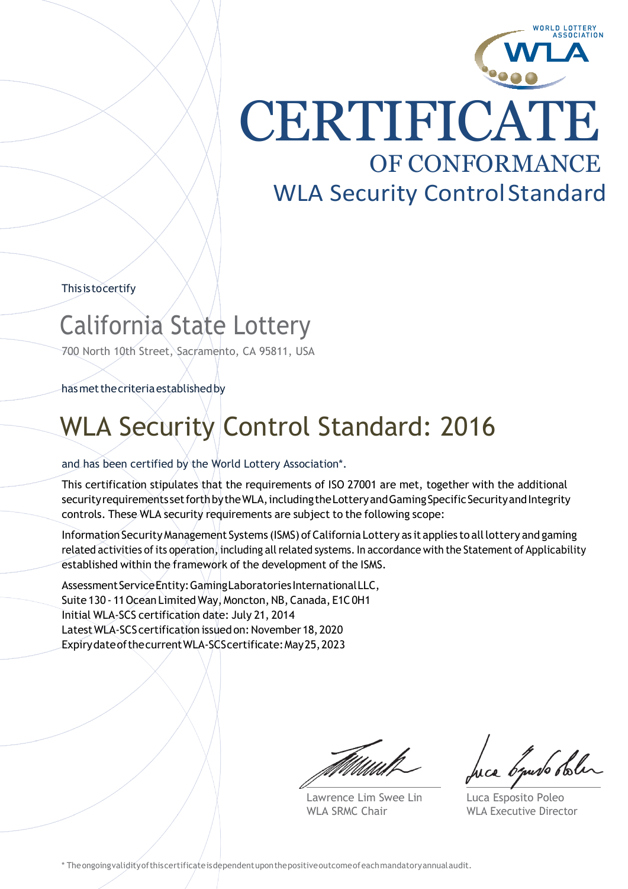WORLD LOTTERY ASSOCIATION

WLA

# CERTIFICATE

## OF CONFORMANCE

## WLA Security Control Standard

This is to certify

## California State Lottery

700 North 10th Street, Sacramento, CA 95811, USA

has met the criteria established by

# WLA Security Control Standard: 2016

and has been certified by the World Lottery Association*.

This certification stipulates that the requirements of ISO 27001 are met, together with the additional security requirements set forth by the WLA, including the Lottery and Gaming Specific Security and Integrity controls. These WLA security requirements are subject to the following scope:

Information Security Management Systems (ISMS) of California Lottery as it applies to all lottery and gaming related activities of its operation, including all related systems. In accordance with the Statement of Applicability established within the framework of the development of the ISMS.

Assessment Service Entity: Gaming Laboratories International LLC,
Suite 130 - 11 Ocean Limited Way, Moncton, NB, Canada, E1C 0H1
Initial WLA-SCS certification date: July 21, 2014
Latest WLA-SCS certification issued on: November 18, 2020
Expiry date of the current WLA-SCS certificate: May 25, 2023

Lawrence Lim Swee Lin
WLA SRMC Chair

Luca Esposito Poleo
WLA Executive Director

* The ongoing validity of this certificate is dependent upon the positive outcome of each mandatory annual audit.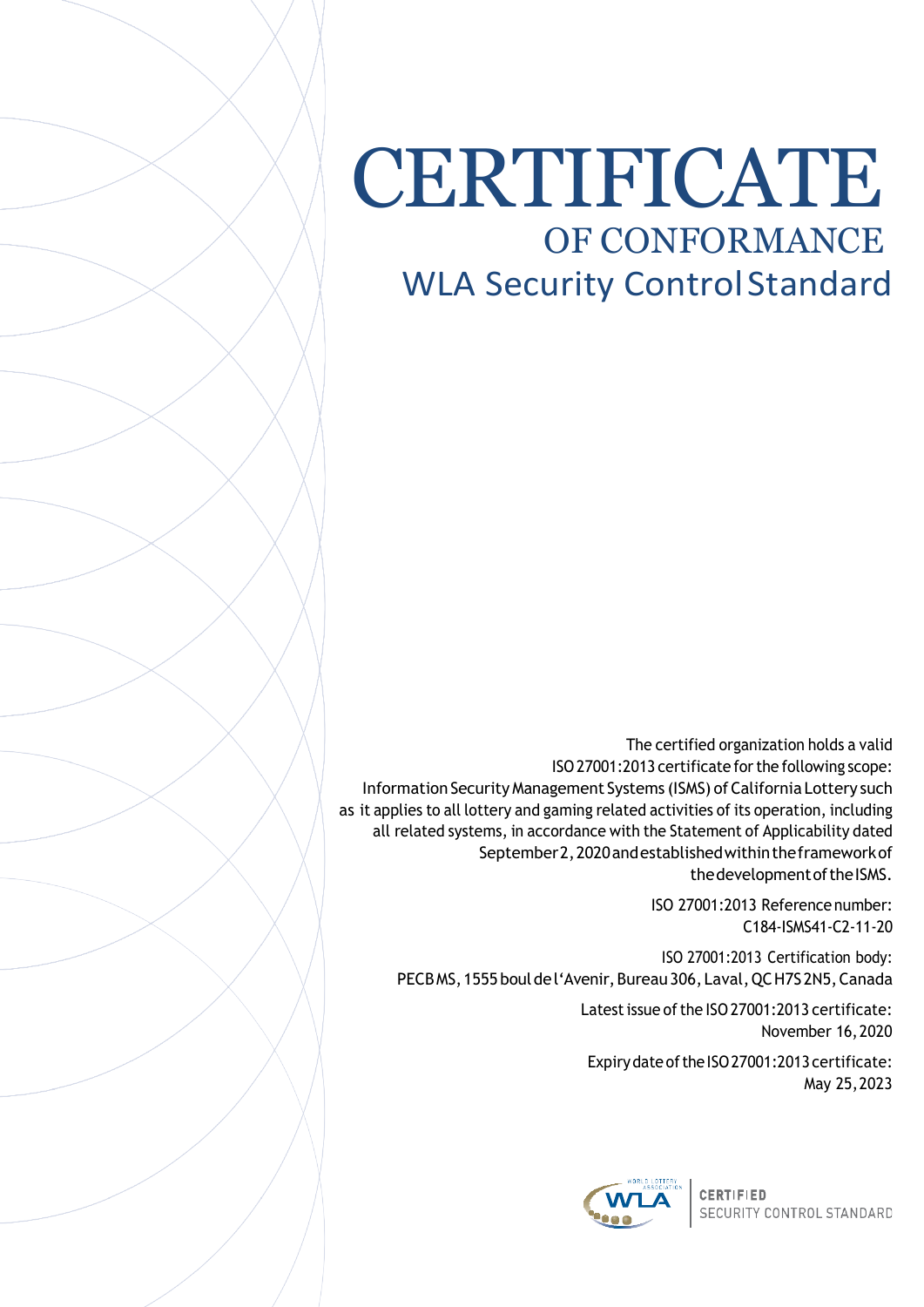# CERTIFICATE

## OF CONFORMANCE

## WLA Security Control Standard

The certified organization holds a valid ISO 27001:2013 certificate for the following scope: Information Security Management Systems (ISMS) of California Lottery such as it applies to all lottery and gaming related activities of its operation, including all related systems, in accordance with the Statement of Applicability dated September 2, 2020 and established within the framework of the development of the ISMS.

ISO 27001:2013 Reference number:
C184-ISMS41-C2-11-20

ISO 27001:2013 Certification body:
PECB MS, 1555 boul de l'Avenir, Bureau 306, Laval, QC H7S 2N5, Canada

Latest issue of the ISO 27001:2013 certificate:
November 16, 2020

Expiry date of the ISO 27001:2013 certificate:
May 25, 2023

WORLD LOTTERY ASSOCIATION WLA

CERTIFIED
SECURITY CONTROL STANDARD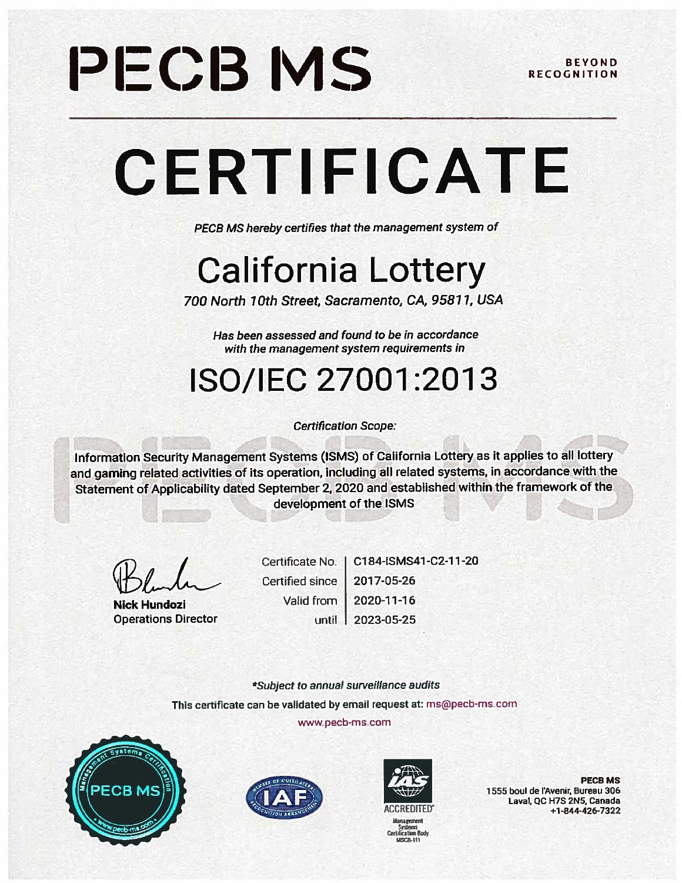# PECB MS

BEYOND RECOGNITION

# CERTIFICATE

*PECB MS hereby certifies that the management system of*

## California Lottery

*700 North 10th Street, Sacramento, CA, 95811, USA*

*Has been assessed and found to be in accordance with the management system requirements in*

## ISO/IEC 27001:2013

*Certification Scope:*

**Information Security Management Systems (ISMS) of California Lottery as it applies to all lottery and gaming related activities of its operation, including all related systems, in accordance with the Statement of Applicability dated September 2, 2020 and established within the framework of the development of the ISMS**

**Nick Hundozi**
Operations Director

| | |
|---|---|
| Certificate No. | C184-ISMS41-C2-11-20 |
| Certified since | 2017-05-26 |
| Valid from | 2020-11-16 |
| until | 2023-05-25 |

*\*Subject to annual surveillance audits*

This certificate can be validated by email request at: ms@pecb-ms.com

www.pecb-ms.com

ACCREDITED
Management Systems Certification Body
MSCB-111

**PECB MS**
1555 boul de l'Avenir, Bureau 306
Laval, QC H7S 2N5, Canada
+1-844-426-7322